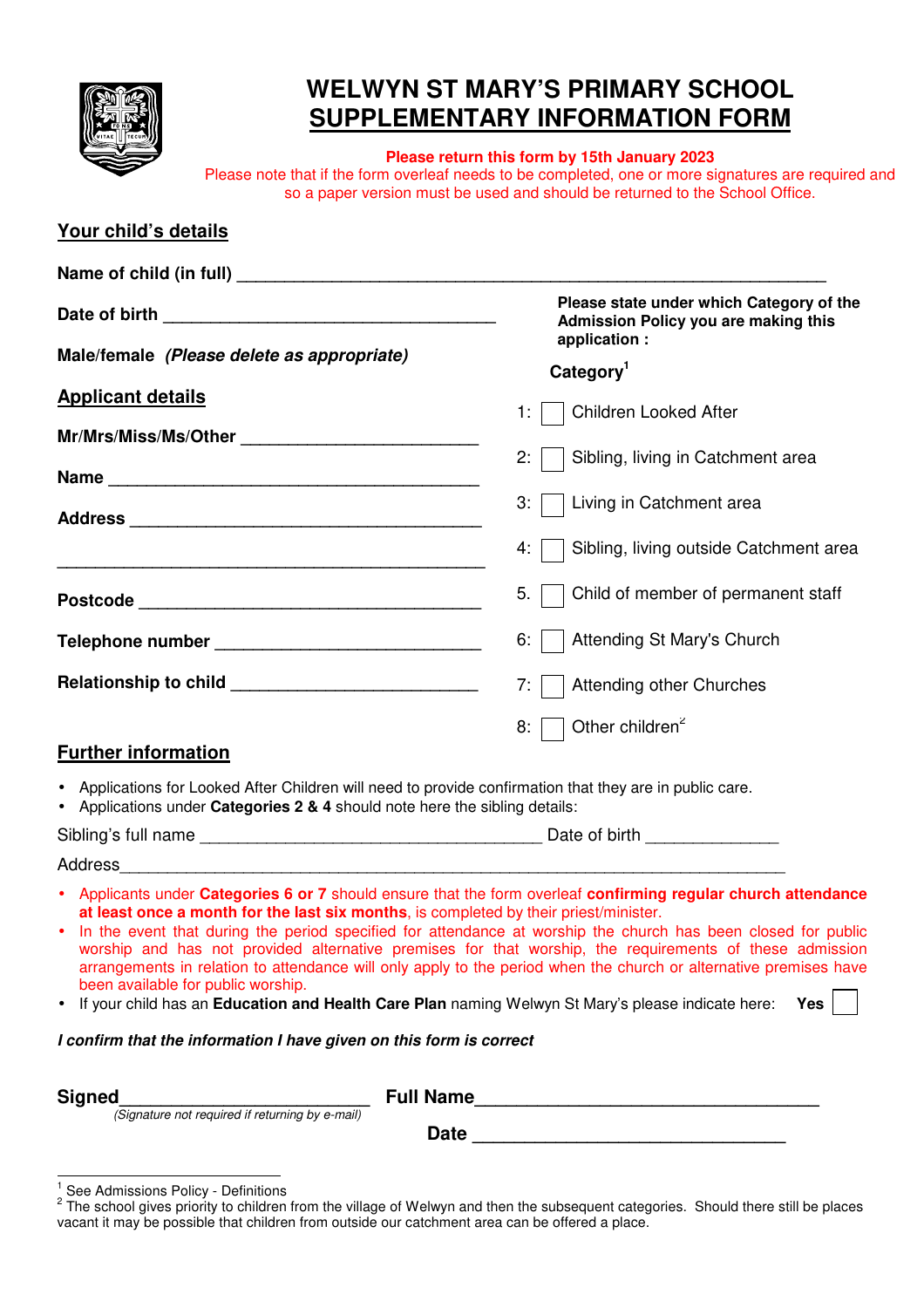# WELWYN ST MARY'S PRIMARY SCHOOL
# SUPPLEMENTARY INFORMATION FORM

**Please return this form by 15th January 2023**

Please note that if the form overleaf needs to be completed, one or more signatures are required and so a paper version must be used and should be returned to the School Office.

## Your child's details

**Name of child (in full)** ________________________________________________

**Date of birth** ___________________________

**Male/female** ***(Please delete as appropriate)***

## Applicant details

**Mr/Mrs/Miss/Ms/Other** ____________________

**Name** __________________________________

**Address** ________________________________

________________________________________

**Postcode** _______________________________

**Telephone number** _______________________

**Relationship to child** _____________________

**Please state under which Category of the Admission Policy you are making this application :**

**Category**[1]

- 1: ☐ Children Looked After
- 2: ☐ Sibling, living in Catchment area
- 3: ☐ Living in Catchment area
- 4: ☐ Sibling, living outside Catchment area
- 5. ☐ Child of member of permanent staff
- 6: ☐ Attending St Mary's Church
- 7: ☐ Attending other Churches
- 8: ☐ Other children[2]

## Further information

- Applications for Looked After Children will need to provide confirmation that they are in public care.
- Applications under **Categories 2 & 4** should note here the sibling details:

Sibling's full name ______________________________ Date of birth ____________

Address_____________________________________________________________

- Applicants under **Categories 6 or 7** should ensure that the form overleaf **confirming regular church attendance at least once a month for the last six months**, is completed by their priest/minister.
- In the event that during the period specified for attendance at worship the church has been closed for public worship and has not provided alternative premises for that worship, the requirements of these admission arrangements in relation to attendance will only apply to the period when the church or alternative premises have been available for public worship.
- If your child has an **Education and Health Care Plan** naming Welwyn St Mary's please indicate here: **Yes** ☐

***I confirm that the information I have given on this form is correct***

**Signed**______________________ **Full Name**______________________________

*(Signature not required if returning by e-mail)*

**Date** ____________________________

[1] See Admissions Policy - Definitions

[2] The school gives priority to children from the village of Welwyn and then the subsequent categories. Should there still be places vacant it may be possible that children from outside our catchment area can be offered a place.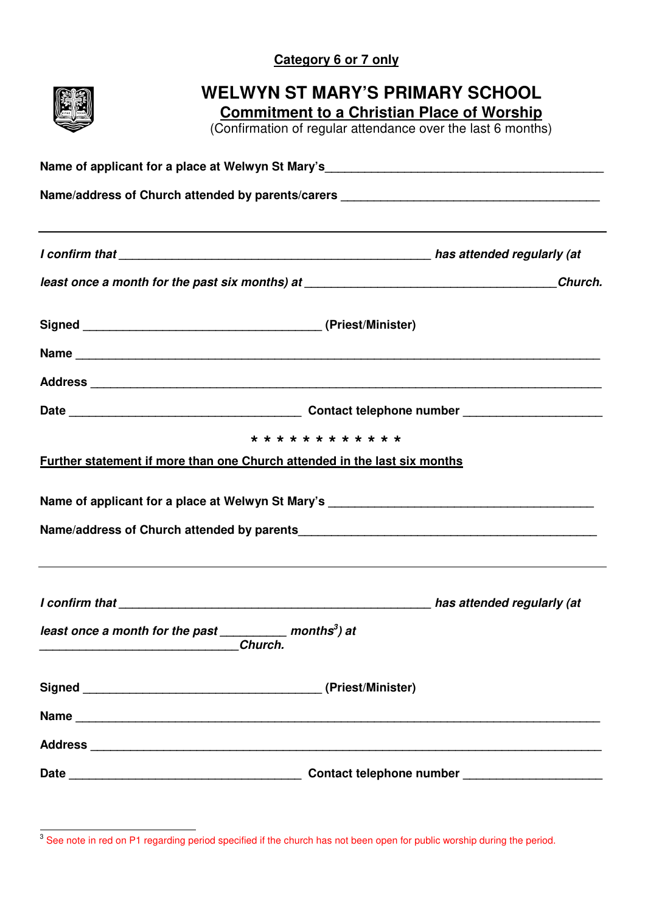**Category 6 or 7 only**

# WELWYN ST MARY'S PRIMARY SCHOOL

## Commitment to a Christian Place of Worship

(Confirmation of regular attendance over the last 6 months)

**Name of applicant for a place at Welwyn St Mary's**___________________________________________

**Name/address of Church attended by parents/carers** ________________________________________

---

***I confirm that*** ________________________________________________ ***has attended regularly (at least once a month for the past six months) at*** ______________________________________***Church.***

**Signed** ____________________________________ **(Priest/Minister)**

**Name** _______________________________________________________________________________

**Address** _____________________________________________________________________________

**Date** ___________________________________ **Contact telephone number** ____________________

\* \* \* \* \* \* \* \* \* \* \* \*

**Further statement if more than one Church attended in the last six months**

**Name of applicant for a place at Welwyn St Mary's** _______________________________________

**Name/address of Church attended by parents**_____________________________________________

---

***I confirm that*** ________________________________________________ ***has attended regularly (at least once a month for the past*** __________ ***months[3]) at*** ______________________________***Church.***

**Signed** ____________________________________ **(Priest/Minister)**

**Name** _______________________________________________________________________________

**Address** _____________________________________________________________________________

**Date** ___________________________________ **Contact telephone number** ____________________

---

[3] See note in red on P1 regarding period specified if the church has not been open for public worship during the period.